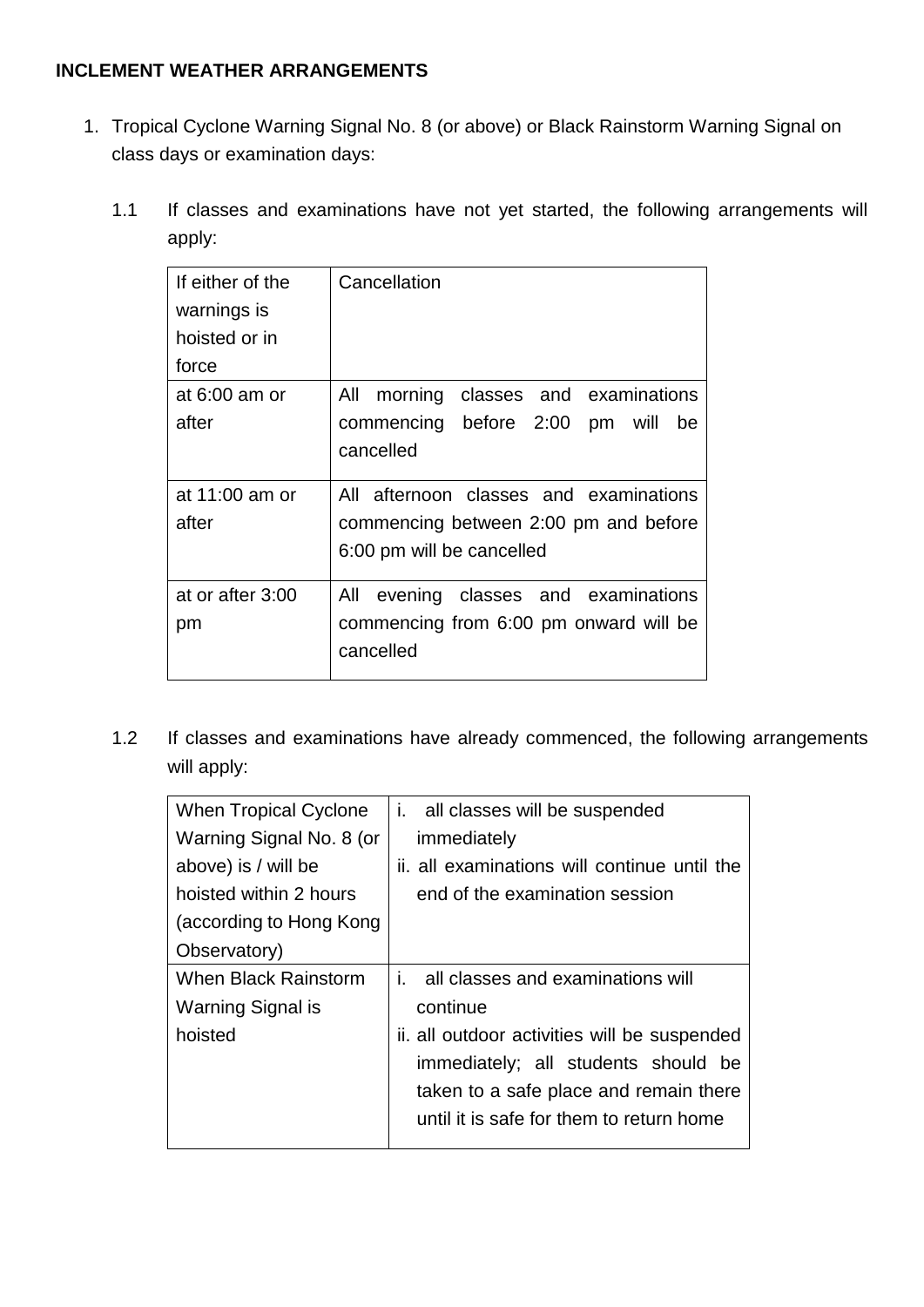**INCLEMENT WEATHER ARRANGEMENTS**

1. Tropical Cyclone Warning Signal No. 8 (or above) or Black Rainstorm Warning Signal on class days or examination days:

   1.1 If classes and examinations have not yet started, the following arrangements will apply:

| If either of the warnings is hoisted or in force | Cancellation |
|---|---|
| at 6:00 am or after | All morning classes and examinations commencing before 2:00 pm will be cancelled |
| at 11:00 am or after | All afternoon classes and examinations commencing between 2:00 pm and before 6:00 pm will be cancelled |
| at or after 3:00 pm | All evening classes and examinations commencing from 6:00 pm onward will be cancelled |

   1.2 If classes and examinations have already commenced, the following arrangements will apply:

| When Tropical Cyclone Warning Signal No. 8 (or above) is / will be hoisted within 2 hours (according to Hong Kong Observatory) | i. all classes will be suspended immediately<br>ii. all examinations will continue until the end of the examination session |
|---|---|
| When Black Rainstorm Warning Signal is hoisted | i. all classes and examinations will continue<br>ii. all outdoor activities will be suspended immediately; all students should be taken to a safe place and remain there until it is safe for them to return home |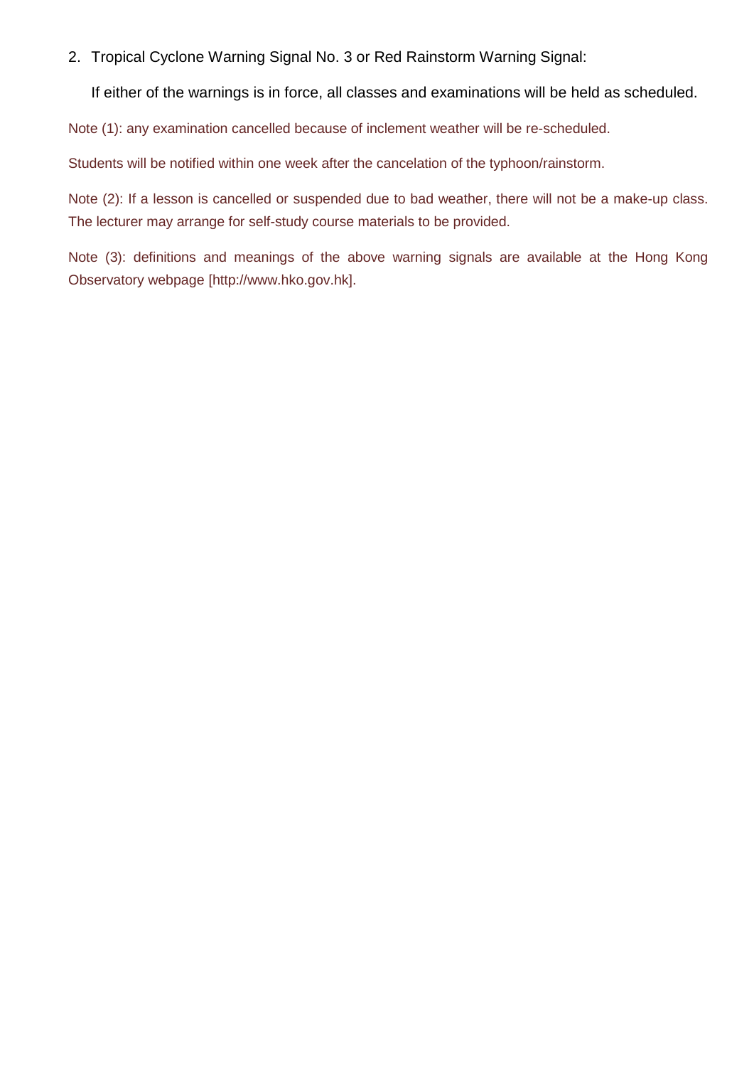2. Tropical Cyclone Warning Signal No. 3 or Red Rainstorm Warning Signal:

   If either of the warnings is in force, all classes and examinations will be held as scheduled.

Note (1): any examination cancelled because of inclement weather will be re-scheduled.

Students will be notified within one week after the cancelation of the typhoon/rainstorm.

Note (2): If a lesson is cancelled or suspended due to bad weather, there will not be a make-up class. The lecturer may arrange for self-study course materials to be provided.

Note (3): definitions and meanings of the above warning signals are available at the Hong Kong Observatory webpage [http://www.hko.gov.hk].